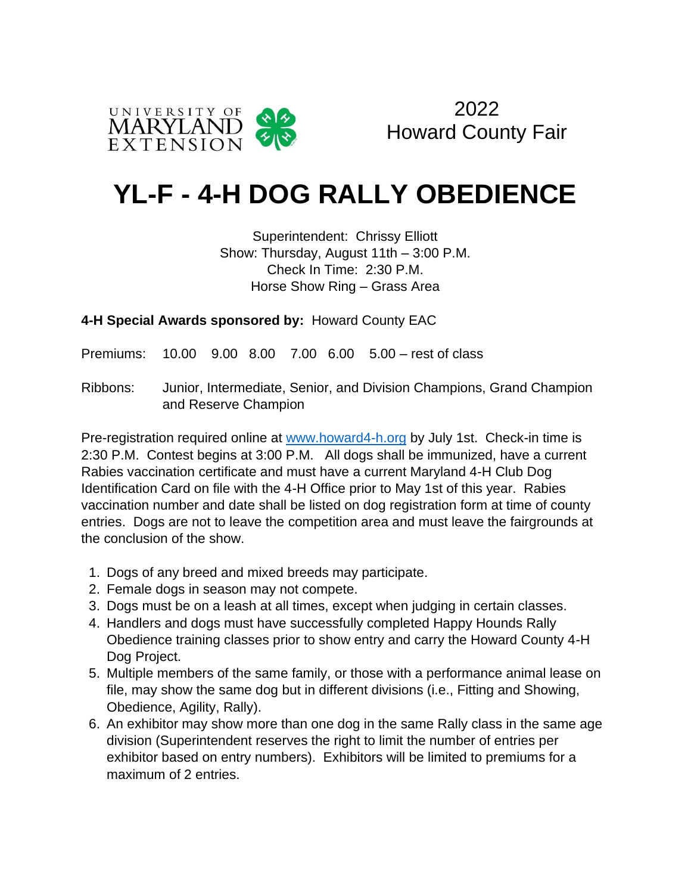UNIVERSITY OF MARYLAND EXTENSION

2022
Howard County Fair

# YL-F - 4-H DOG RALLY OBEDIENCE

Superintendent: Chrissy Elliott
Show: Thursday, August 11th – 3:00 P.M.
Check In Time: 2:30 P.M.
Horse Show Ring – Grass Area

**4-H Special Awards sponsored by:** Howard County EAC

Premiums: 10.00 9.00 8.00 7.00 6.00 5.00 – rest of class

Ribbons: Junior, Intermediate, Senior, and Division Champions, Grand Champion and Reserve Champion

Pre-registration required online at www.howard4-h.org by July 1st. Check-in time is 2:30 P.M. Contest begins at 3:00 P.M. All dogs shall be immunized, have a current Rabies vaccination certificate and must have a current Maryland 4-H Club Dog Identification Card on file with the 4-H Office prior to May 1st of this year. Rabies vaccination number and date shall be listed on dog registration form at time of county entries. Dogs are not to leave the competition area and must leave the fairgrounds at the conclusion of the show.

1. Dogs of any breed and mixed breeds may participate.
2. Female dogs in season may not compete.
3. Dogs must be on a leash at all times, except when judging in certain classes.
4. Handlers and dogs must have successfully completed Happy Hounds Rally Obedience training classes prior to show entry and carry the Howard County 4-H Dog Project.
5. Multiple members of the same family, or those with a performance animal lease on file, may show the same dog but in different divisions (i.e., Fitting and Showing, Obedience, Agility, Rally).
6. An exhibitor may show more than one dog in the same Rally class in the same age division (Superintendent reserves the right to limit the number of entries per exhibitor based on entry numbers). Exhibitors will be limited to premiums for a maximum of 2 entries.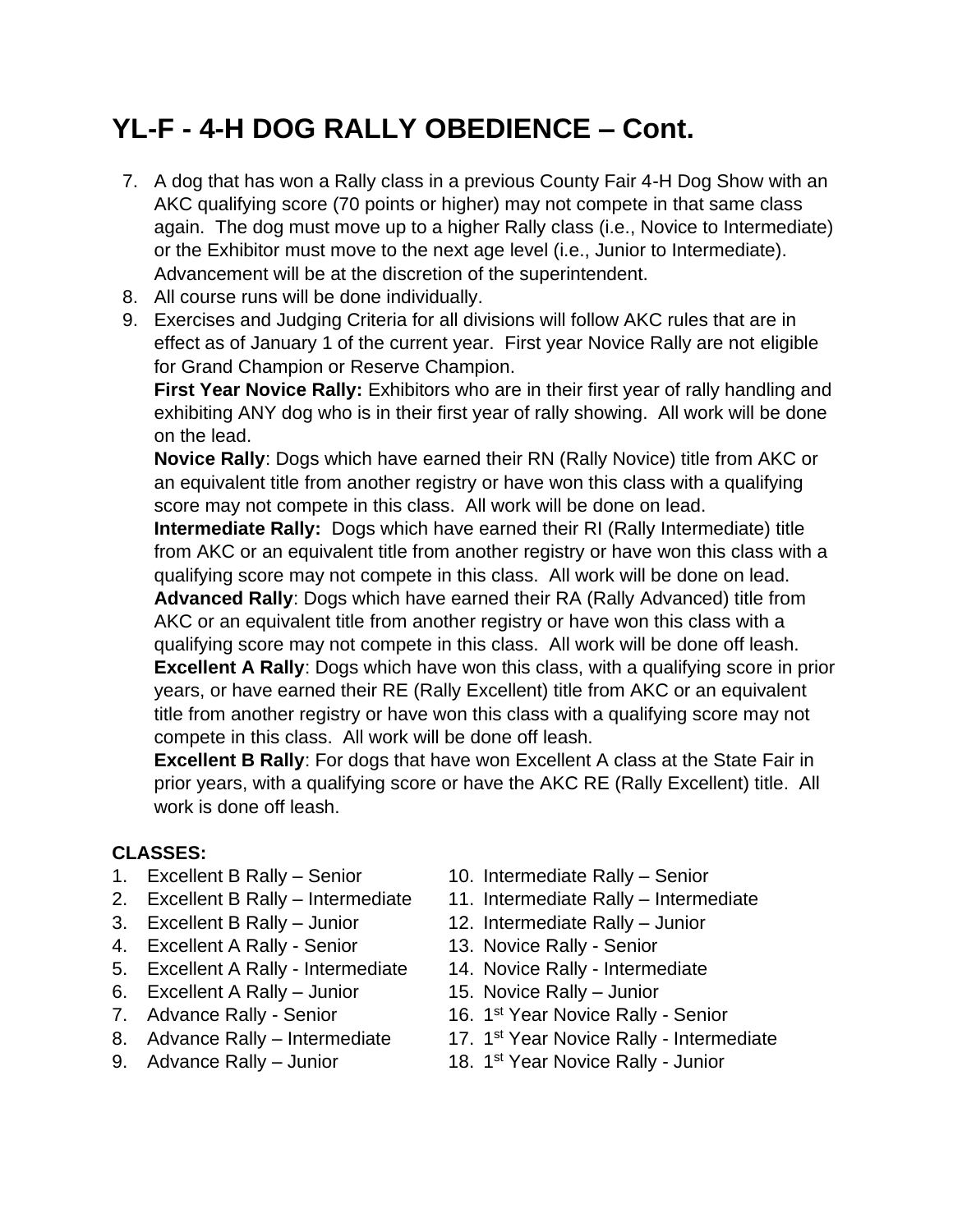# YL-F - 4-H DOG RALLY OBEDIENCE – Cont.

7. A dog that has won a Rally class in a previous County Fair 4-H Dog Show with an AKC qualifying score (70 points or higher) may not compete in that same class again. The dog must move up to a higher Rally class (i.e., Novice to Intermediate) or the Exhibitor must move to the next age level (i.e., Junior to Intermediate). Advancement will be at the discretion of the superintendent.
8. All course runs will be done individually.
9. Exercises and Judging Criteria for all divisions will follow AKC rules that are in effect as of January 1 of the current year. First year Novice Rally are not eligible for Grand Champion or Reserve Champion.

   **First Year Novice Rally:** Exhibitors who are in their first year of rally handling and exhibiting ANY dog who is in their first year of rally showing. All work will be done on the lead.

   **Novice Rally**: Dogs which have earned their RN (Rally Novice) title from AKC or an equivalent title from another registry or have won this class with a qualifying score may not compete in this class. All work will be done on lead.

   **Intermediate Rally:** Dogs which have earned their RI (Rally Intermediate) title from AKC or an equivalent title from another registry or have won this class with a qualifying score may not compete in this class. All work will be done on lead.

   **Advanced Rally**: Dogs which have earned their RA (Rally Advanced) title from AKC or an equivalent title from another registry or have won this class with a qualifying score may not compete in this class. All work will be done off leash.

   **Excellent A Rally**: Dogs which have won this class, with a qualifying score in prior years, or have earned their RE (Rally Excellent) title from AKC or an equivalent title from another registry or have won this class with a qualifying score may not compete in this class. All work will be done off leash.

   **Excellent B Rally**: For dogs that have won Excellent A class at the State Fair in prior years, with a qualifying score or have the AKC RE (Rally Excellent) title. All work is done off leash.

**CLASSES:**

1. Excellent B Rally – Senior
2. Excellent B Rally – Intermediate
3. Excellent B Rally – Junior
4. Excellent A Rally - Senior
5. Excellent A Rally - Intermediate
6. Excellent A Rally – Junior
7. Advance Rally - Senior
8. Advance Rally – Intermediate
9. Advance Rally – Junior
10. Intermediate Rally – Senior
11. Intermediate Rally – Intermediate
12. Intermediate Rally – Junior
13. Novice Rally - Senior
14. Novice Rally - Intermediate
15. Novice Rally – Junior
16. 1st Year Novice Rally - Senior
17. 1st Year Novice Rally - Intermediate
18. 1st Year Novice Rally - Junior